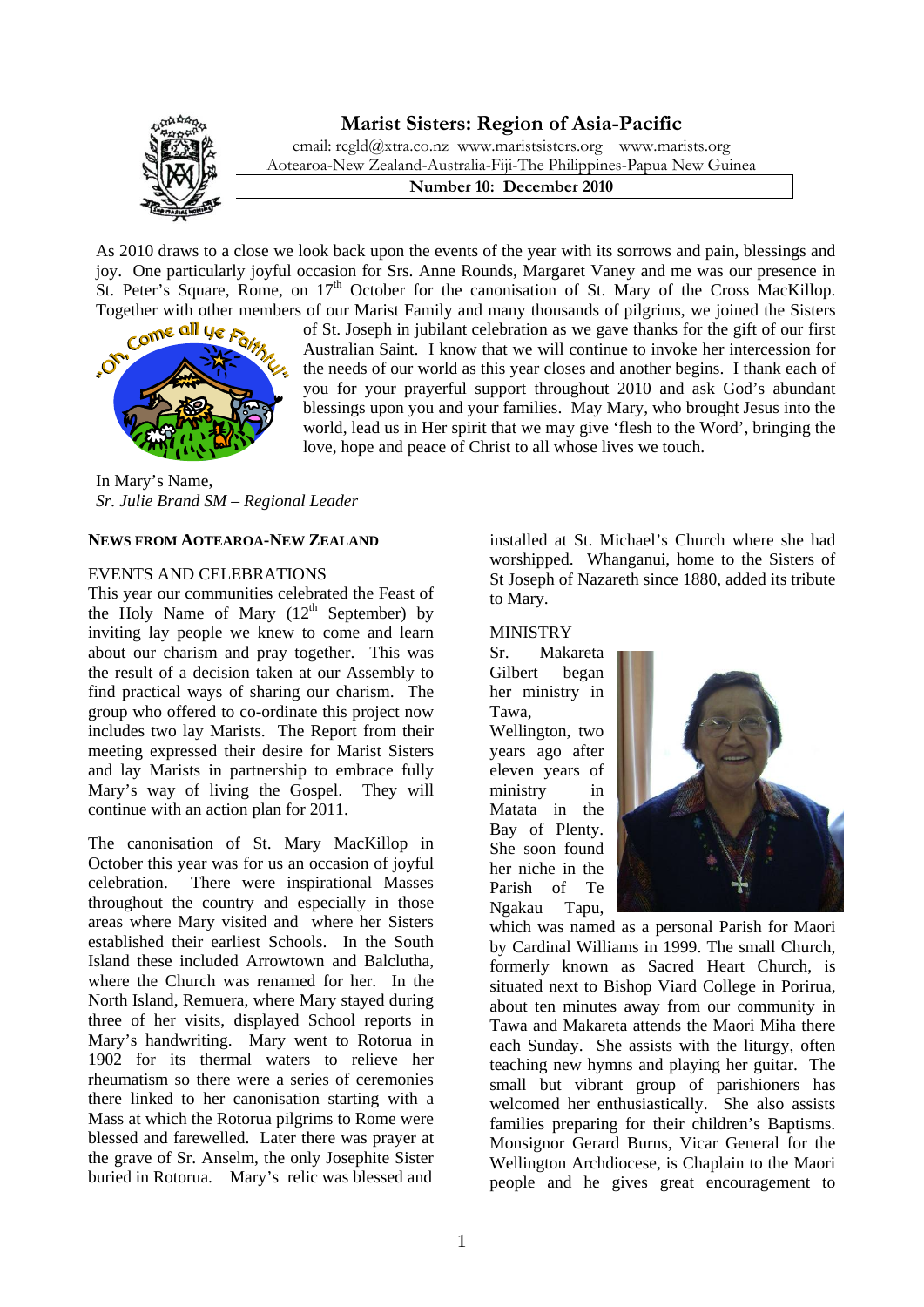# Marist Sisters: Region of Asia-Pacific

email: regld@xtra.co.nz www.maristsisters.org www.marists.org
Aotearoa-New Zealand-Australia-Fiji-The Philippines-Papua New Guinea

**Number 10: December 2010**

As 2010 draws to a close we look back upon the events of the year with its sorrows and pain, blessings and joy. One particularly joyful occasion for Srs. Anne Rounds, Margaret Vaney and me was our presence in St. Peter's Square, Rome, on 17th October for the canonisation of St. Mary of the Cross MacKillop. Together with other members of our Marist Family and many thousands of pilgrims, we joined the Sisters of St. Joseph in jubilant celebration as we gave thanks for the gift of our first Australian Saint. I know that we will continue to invoke her intercession for the needs of our world as this year closes and another begins. I thank each of you for your prayerful support throughout 2010 and ask God's abundant blessings upon you and your families. May Mary, who brought Jesus into the world, lead us in Her spirit that we may give 'flesh to the Word', bringing the love, hope and peace of Christ to all whose lives we touch.

In Mary's Name,
*Sr. Julie Brand SM – Regional Leader*

## NEWS FROM AOTEAROA-NEW ZEALAND

### EVENTS AND CELEBRATIONS

This year our communities celebrated the Feast of the Holy Name of Mary (12th September) by inviting lay people we knew to come and learn about our charism and pray together. This was the result of a decision taken at our Assembly to find practical ways of sharing our charism. The group who offered to co-ordinate this project now includes two lay Marists. The Report from their meeting expressed their desire for Marist Sisters and lay Marists in partnership to embrace fully Mary's way of living the Gospel. They will continue with an action plan for 2011.

The canonisation of St. Mary MacKillop in October this year was for us an occasion of joyful celebration. There were inspirational Masses throughout the country and especially in those areas where Mary visited and where her Sisters established their earliest Schools. In the South Island these included Arrowtown and Balclutha, where the Church was renamed for her. In the North Island, Remuera, where Mary stayed during three of her visits, displayed School reports in Mary's handwriting. Mary went to Rotorua in 1902 for its thermal waters to relieve her rheumatism so there were a series of ceremonies there linked to her canonisation starting with a Mass at which the Rotorua pilgrims to Rome were blessed and farewelled. Later there was prayer at the grave of Sr. Anselm, the only Josephite Sister buried in Rotorua. Mary's relic was blessed and installed at St. Michael's Church where she had worshipped. Whanganui, home to the Sisters of St Joseph of Nazareth since 1880, added its tribute to Mary.

### MINISTRY

Sr. Makareta Gilbert began her ministry in Tawa, Wellington, two years ago after eleven years of ministry in Matata in the Bay of Plenty. She soon found her niche in the Parish of Te Ngakau Tapu, which was named as a personal Parish for Maori by Cardinal Williams in 1999. The small Church, formerly known as Sacred Heart Church, is situated next to Bishop Viard College in Porirua, about ten minutes away from our community in Tawa and Makareta attends the Maori Miha there each Sunday. She assists with the liturgy, often teaching new hymns and playing her guitar. The small but vibrant group of parishioners has welcomed her enthusiastically. She also assists families preparing for their children's Baptisms. Monsignor Gerard Burns, Vicar General for the Wellington Archdiocese, is Chaplain to the Maori people and he gives great encouragement to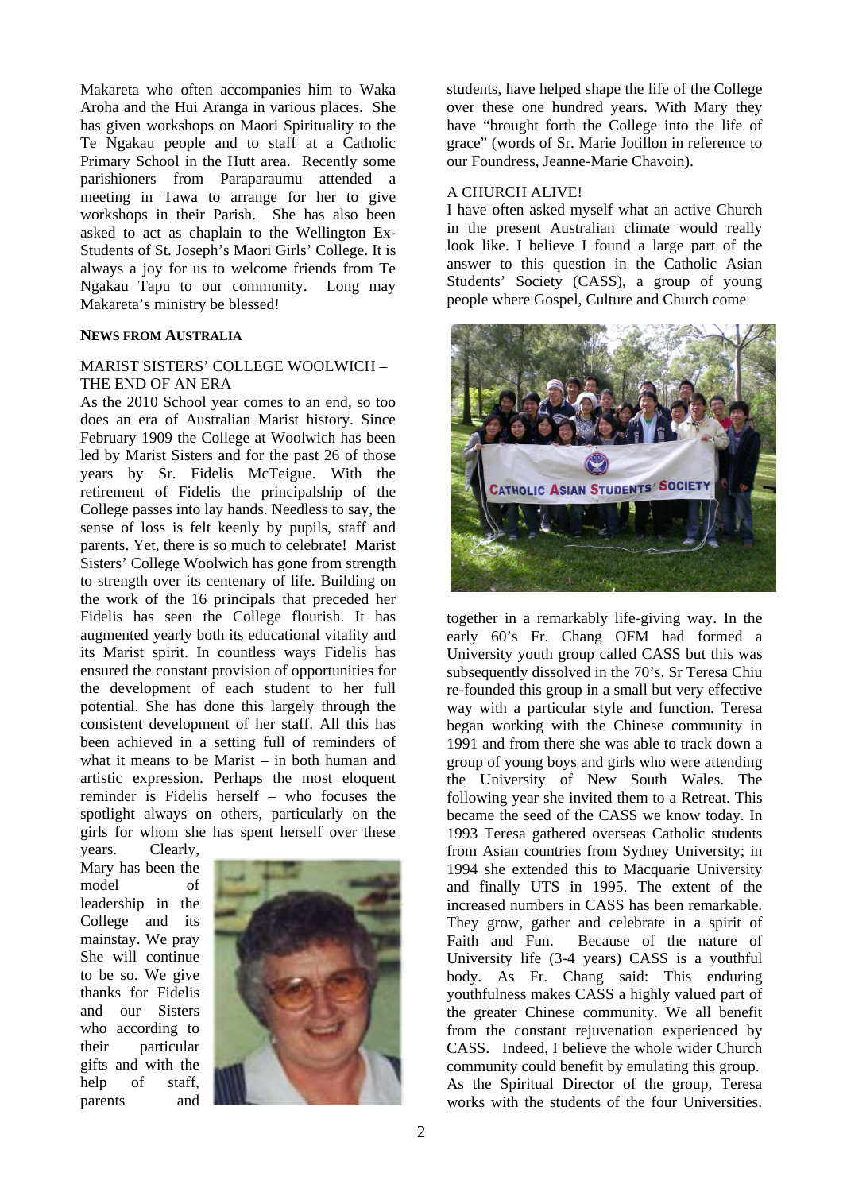Makareta who often accompanies him to Waka Aroha and the Hui Aranga in various places. She has given workshops on Maori Spirituality to the Te Ngakau people and to staff at a Catholic Primary School in the Hutt area. Recently some parishioners from Paraparaumu attended a meeting in Tawa to arrange for her to give workshops in their Parish. She has also been asked to act as chaplain to the Wellington Ex-Students of St. Joseph's Maori Girls' College. It is always a joy for us to welcome friends from Te Ngakau Tapu to our community. Long may Makareta's ministry be blessed!

## NEWS FROM AUSTRALIA

### MARIST SISTERS' COLLEGE WOOLWICH – THE END OF AN ERA

As the 2010 School year comes to an end, so too does an era of Australian Marist history. Since February 1909 the College at Woolwich has been led by Marist Sisters and for the past 26 of those years by Sr. Fidelis McTeigue. With the retirement of Fidelis the principalship of the College passes into lay hands. Needless to say, the sense of loss is felt keenly by pupils, staff and parents. Yet, there is so much to celebrate! Marist Sisters' College Woolwich has gone from strength to strength over its centenary of life. Building on the work of the 16 principals that preceded her Fidelis has seen the College flourish. It has augmented yearly both its educational vitality and its Marist spirit. In countless ways Fidelis has ensured the constant provision of opportunities for the development of each student to her full potential. She has done this largely through the consistent development of her staff. All this has been achieved in a setting full of reminders of what it means to be Marist – in both human and artistic expression. Perhaps the most eloquent reminder is Fidelis herself – who focuses the spotlight always on others, particularly on the girls for whom she has spent herself over these years. Clearly, Mary has been the model of leadership in the College and its mainstay. We pray She will continue to be so. We give thanks for Fidelis and our Sisters who according to their particular gifts and with the help of staff, parents and students, have helped shape the life of the College over these one hundred years. With Mary they have "brought forth the College into the life of grace" (words of Sr. Marie Jotillon in reference to our Foundress, Jeanne-Marie Chavoin).

### A CHURCH ALIVE!

I have often asked myself what an active Church in the present Australian climate would really look like. I believe I found a large part of the answer to this question in the Catholic Asian Students' Society (CASS), a group of young people where Gospel, Culture and Church come together in a remarkably life-giving way. In the early 60's Fr. Chang OFM had formed a University youth group called CASS but this was subsequently dissolved in the 70's. Sr Teresa Chiu re-founded this group in a small but very effective way with a particular style and function. Teresa began working with the Chinese community in 1991 and from there she was able to track down a group of young boys and girls who were attending the University of New South Wales. The following year she invited them to a Retreat. This became the seed of the CASS we know today. In 1993 Teresa gathered overseas Catholic students from Asian countries from Sydney University; in 1994 she extended this to Macquarie University and finally UTS in 1995. The extent of the increased numbers in CASS has been remarkable. They grow, gather and celebrate in a spirit of Faith and Fun. Because of the nature of University life (3-4 years) CASS is a youthful body. As Fr. Chang said: This enduring youthfulness makes CASS a highly valued part of the greater Chinese community. We all benefit from the constant rejuvenation experienced by CASS. Indeed, I believe the whole wider Church community could benefit by emulating this group. As the Spiritual Director of the group, Teresa works with the students of the four Universities.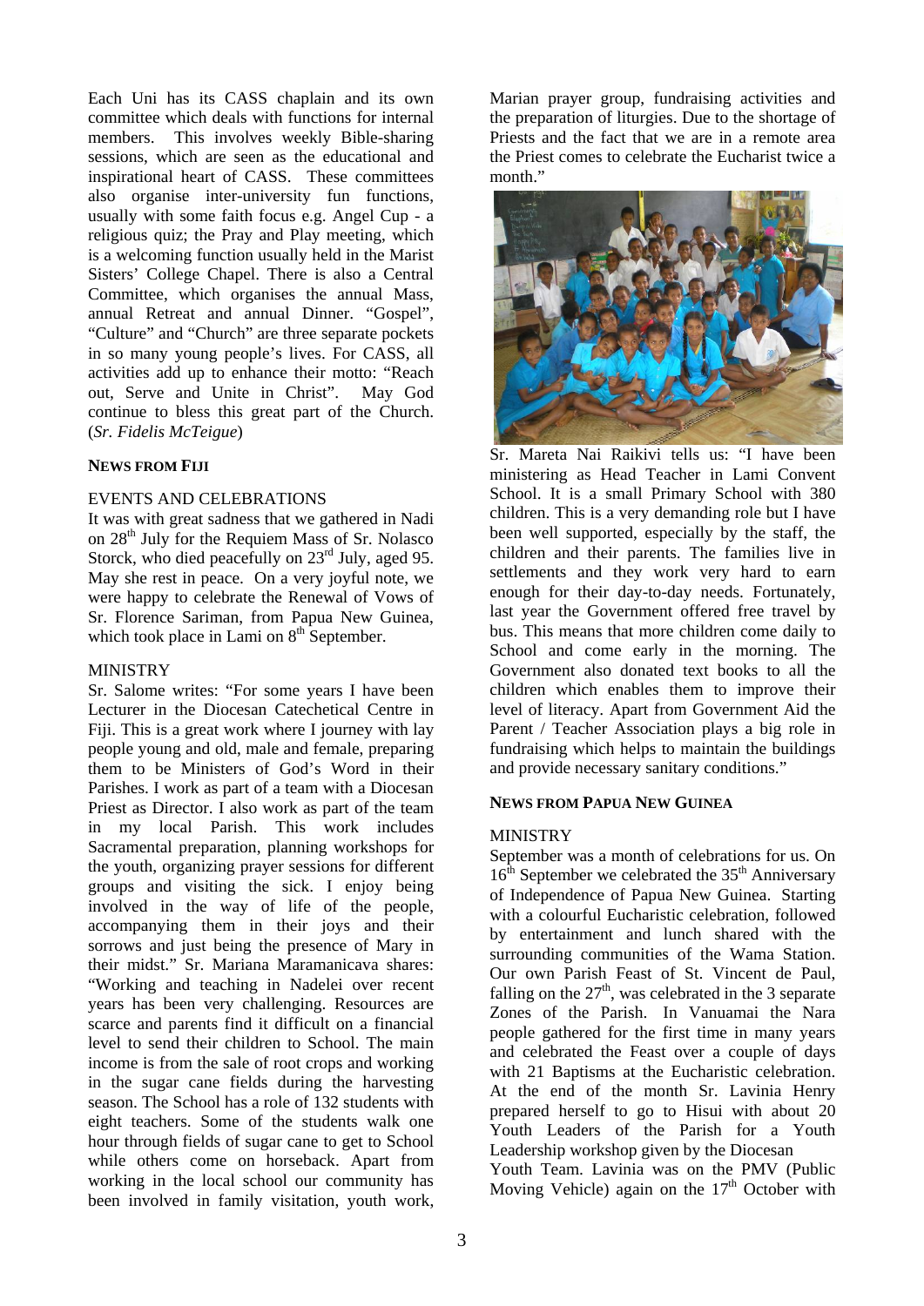Each Uni has its CASS chaplain and its own committee which deals with functions for internal members. This involves weekly Bible-sharing sessions, which are seen as the educational and inspirational heart of CASS. These committees also organise inter-university fun functions, usually with some faith focus e.g. Angel Cup - a religious quiz; the Pray and Play meeting, which is a welcoming function usually held in the Marist Sisters' College Chapel. There is also a Central Committee, which organises the annual Mass, annual Retreat and annual Dinner. "Gospel", "Culture" and "Church" are three separate pockets in so many young people's lives. For CASS, all activities add up to enhance their motto: "Reach out, Serve and Unite in Christ". May God continue to bless this great part of the Church. (*Sr. Fidelis McTeigue*)

## NEWS FROM FIJI

### EVENTS AND CELEBRATIONS

It was with great sadness that we gathered in Nadi on 28th July for the Requiem Mass of Sr. Nolasco Storck, who died peacefully on 23rd July, aged 95. May she rest in peace. On a very joyful note, we were happy to celebrate the Renewal of Vows of Sr. Florence Sariman, from Papua New Guinea, which took place in Lami on 8th September.

### MINISTRY

Sr. Salome writes: "For some years I have been Lecturer in the Diocesan Catechetical Centre in Fiji. This is a great work where I journey with lay people young and old, male and female, preparing them to be Ministers of God's Word in their Parishes. I work as part of a team with a Diocesan Priest as Director. I also work as part of the team in my local Parish. This work includes Sacramental preparation, planning workshops for the youth, organizing prayer sessions for different groups and visiting the sick. I enjoy being involved in the way of life of the people, accompanying them in their joys and their sorrows and just being the presence of Mary in their midst." Sr. Mariana Maramanicava shares: "Working and teaching in Nadelei over recent years has been very challenging. Resources are scarce and parents find it difficult on a financial level to send their children to School. The main income is from the sale of root crops and working in the sugar cane fields during the harvesting season. The School has a role of 132 students with eight teachers. Some of the students walk one hour through fields of sugar cane to get to School while others come on horseback. Apart from working in the local school our community has been involved in family visitation, youth work, Marian prayer group, fundraising activities and the preparation of liturgies. Due to the shortage of Priests and the fact that we are in a remote area the Priest comes to celebrate the Eucharist twice a month."

Sr. Mareta Nai Raikivi tells us: "I have been ministering as Head Teacher in Lami Convent School. It is a small Primary School with 380 children. This is a very demanding role but I have been well supported, especially by the staff, the children and their parents. The families live in settlements and they work very hard to earn enough for their day-to-day needs. Fortunately, last year the Government offered free travel by bus. This means that more children come daily to School and come early in the morning. The Government also donated text books to all the children which enables them to improve their level of literacy. Apart from Government Aid the Parent / Teacher Association plays a big role in fundraising which helps to maintain the buildings and provide necessary sanitary conditions."

## NEWS FROM PAPUA NEW GUINEA

### MINISTRY

September was a month of celebrations for us. On 16th September we celebrated the 35th Anniversary of Independence of Papua New Guinea. Starting with a colourful Eucharistic celebration, followed by entertainment and lunch shared with the surrounding communities of the Wama Station. Our own Parish Feast of St. Vincent de Paul, falling on the 27th, was celebrated in the 3 separate Zones of the Parish. In Vanuamai the Nara people gathered for the first time in many years and celebrated the Feast over a couple of days with 21 Baptisms at the Eucharistic celebration. At the end of the month Sr. Lavinia Henry prepared herself to go to Hisui with about 20 Youth Leaders of the Parish for a Youth Leadership workshop given by the Diocesan Youth Team. Lavinia was on the PMV (Public Moving Vehicle) again on the 17th October with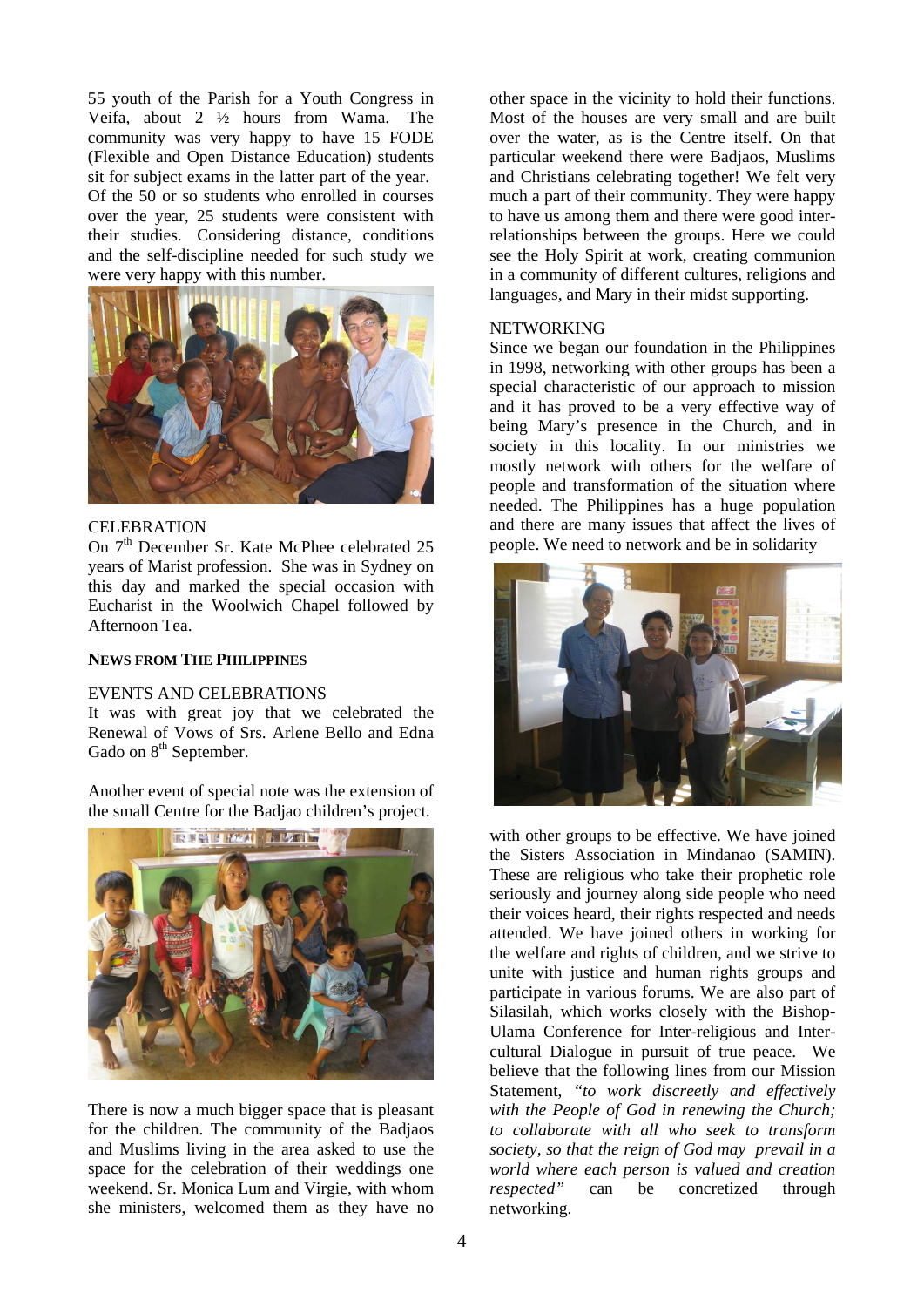55 youth of the Parish for a Youth Congress in Veifa, about 2 ½ hours from Wama. The community was very happy to have 15 FODE (Flexible and Open Distance Education) students sit for subject exams in the latter part of the year. Of the 50 or so students who enrolled in courses over the year, 25 students were consistent with their studies. Considering distance, conditions and the self-discipline needed for such study we were very happy with this number.

CELEBRATION

On 7th December Sr. Kate McPhee celebrated 25 years of Marist profession. She was in Sydney on this day and marked the special occasion with Eucharist in the Woolwich Chapel followed by Afternoon Tea.

## NEWS FROM THE PHILIPPINES

EVENTS AND CELEBRATIONS

It was with great joy that we celebrated the Renewal of Vows of Srs. Arlene Bello and Edna Gado on 8th September.

Another event of special note was the extension of the small Centre for the Badjao children's project.

There is now a much bigger space that is pleasant for the children. The community of the Badjaos and Muslims living in the area asked to use the space for the celebration of their weddings one weekend. Sr. Monica Lum and Virgie, with whom she ministers, welcomed them as they have no other space in the vicinity to hold their functions. Most of the houses are very small and are built over the water, as is the Centre itself. On that particular weekend there were Badjaos, Muslims and Christians celebrating together! We felt very much a part of their community. They were happy to have us among them and there were good inter-relationships between the groups. Here we could see the Holy Spirit at work, creating communion in a community of different cultures, religions and languages, and Mary in their midst supporting.

NETWORKING

Since we began our foundation in the Philippines in 1998, networking with other groups has been a special characteristic of our approach to mission and it has proved to be a very effective way of being Mary's presence in the Church, and in society in this locality. In our ministries we mostly network with others for the welfare of people and transformation of the situation where needed. The Philippines has a huge population and there are many issues that affect the lives of people. We need to network and be in solidarity with other groups to be effective. We have joined the Sisters Association in Mindanao (SAMIN). These are religious who take their prophetic role seriously and journey along side people who need their voices heard, their rights respected and needs attended. We have joined others in working for the welfare and rights of children, and we strive to unite with justice and human rights groups and participate in various forums. We are also part of Silasilah, which works closely with the Bishop-Ulama Conference for Inter-religious and Inter-cultural Dialogue in pursuit of true peace. We believe that the following lines from our Mission Statement, *"to work discreetly and effectively with the People of God in renewing the Church; to collaborate with all who seek to transform society, so that the reign of God may prevail in a world where each person is valued and creation respected"* can be concretized through networking.